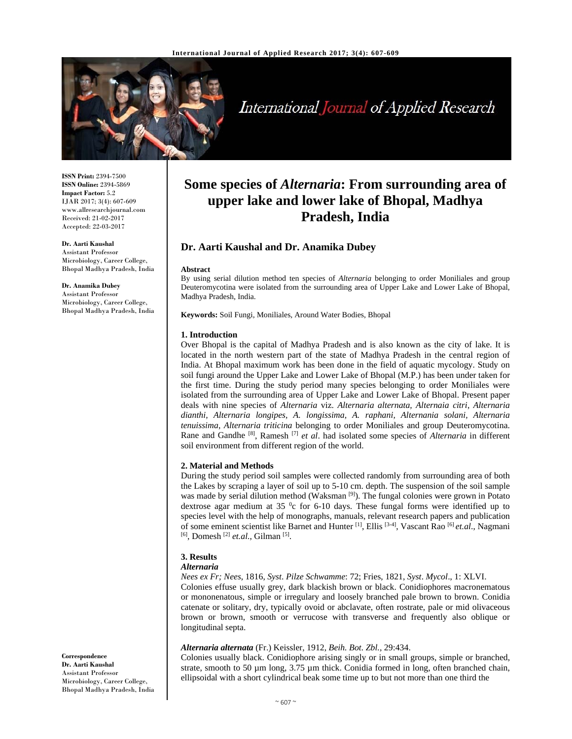**ISSN Print:** 2394-7500
**ISSN Online:** 2394-5869
**Impact Factor:** 5.2
IJAR 2017; 3(4): 607-609
www.allresearchjournal.com
Received: 21-02-2017
Accepted: 22-03-2017

**Dr. Aarti Kaushal**
Assistant Professor
Microbiology, Career College, Bhopal Madhya Pradesh, India

**Dr. Anamika Dubey**
Assistant Professor
Microbiology, Career College, Bhopal Madhya Pradesh, India

**Correspondence**
**Dr. Aarti Kaushal**
Assistant Professor
Microbiology, Career College, Bhopal Madhya Pradesh, India

# Some species of *Alternaria*: From surrounding area of upper lake and lower lake of Bhopal, Madhya Pradesh, India

## Dr. Aarti Kaushal and Dr. Anamika Dubey

**Abstract**

By using serial dilution method ten species of *Alternaria* belonging to order Moniliales and group Deuteromycotina were isolated from the surrounding area of Upper Lake and Lower Lake of Bhopal, Madhya Pradesh, India.

**Keywords:** Soil Fungi, Moniliales, Around Water Bodies, Bhopal

### 1. Introduction

Over Bhopal is the capital of Madhya Pradesh and is also known as the city of lake. It is located in the north western part of the state of Madhya Pradesh in the central region of India. At Bhopal maximum work has been done in the field of aquatic mycology. Study on soil fungi around the Upper Lake and Lower Lake of Bhopal (M.P.) has been under taken for the first time. During the study period many species belonging to order Moniliales were isolated from the surrounding area of Upper Lake and Lower Lake of Bhopal. Present paper deals with nine species of *Alternaria* viz. *Alternaria alternata, Alternaia citri, Alternaria dianthi, Alternaria longipes, A. longissima, A. raphani, Alternania solani, Alternaria tenuissima, Alternaria triticina* belonging to order Moniliales and group Deuteromycotina. Rane and Gandhe [8], Ramesh [7] *et al*. had isolated some species of *Alternaria* in different soil environment from different region of the world.

### 2. Material and Methods

During the study period soil samples were collected randomly from surrounding area of both the Lakes by scraping a layer of soil up to 5-10 cm. depth. The suspension of the soil sample was made by serial dilution method (Waksman [9]). The fungal colonies were grown in Potato dextrose agar medium at 35 $^{0}$c for 6-10 days. These fungal forms were identified up to species level with the help of monographs, manuals, relevant research papers and publication of some eminent scientist like Barnet and Hunter [1], Ellis [3-4], Vascant Rao [6] *et.al*., Nagmani [6], Domesh [2] *et.al.*, Gilman [5].

### 3. Results

***Alternaria***

*Nees ex Fr; Nees*, 1816, *Syst*. *Pilze Schwamme*: 72; Fries, 1821, *Syst*. *Mycol*., 1: XLVI.

Colonies effuse usually grey, dark blackish brown or black. Conidiophores macronematous or mononenatous, simple or irregulary and loosely branched pale brown to brown. Conidia catenate or solitary, dry, typically ovoid or abclavate, often rostrate, pale or mid olivaceous brown or brown, smooth or verrucose with transverse and frequently also oblique or longitudinal septa.

***Alternaria alternata*** (Fr.) Keissler, 1912, *Beih. Bot*. *Zbl.*, 29:434.

Colonies usually black. Conidiophore arising singly or in small groups, simple or branched, strate, smooth to 50 µm long, 3.75 µm thick. Conidia formed in long, often branched chain, ellipsoidal with a short cylindrical beak some time up to but not more than one third the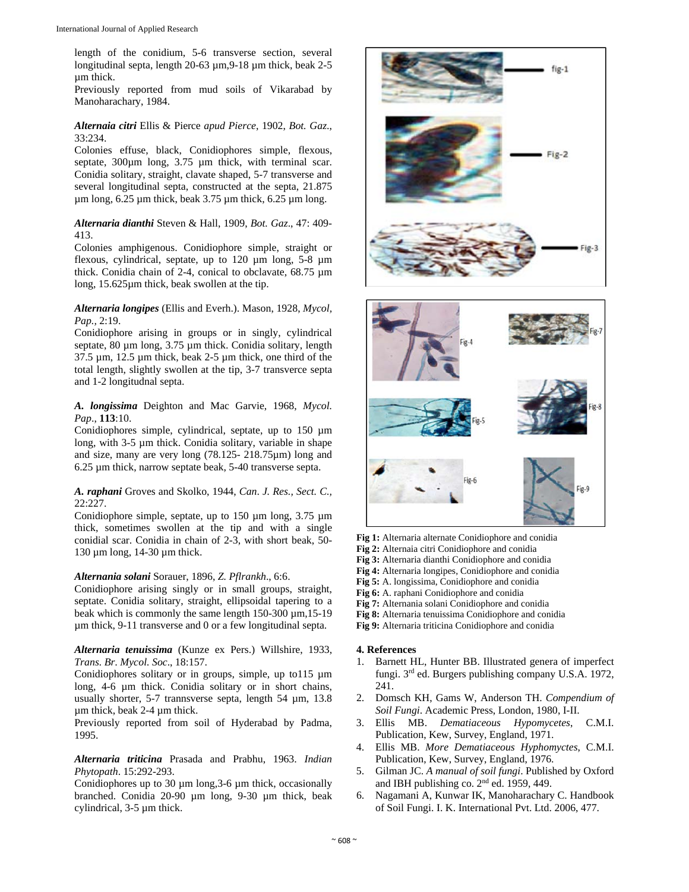length of the conidium, 5-6 transverse section, several longitudinal septa, length 20-63 µm,9-18 µm thick, beak 2-5 µm thick.

Previously reported from mud soils of Vikarabad by Manoharachary, 1984.

***Alternaia citri*** Ellis & Pierce *apud Pierce*, 1902, *Bot. Gaz.*, 33:234.

Colonies effuse, black, Conidiophores simple, flexous, septate, 300µm long, 3.75 µm thick, with terminal scar. Conidia solitary, straight, clavate shaped, 5-7 transverse and several longitudinal septa, constructed at the septa, 21.875 µm long, 6.25 µm thick, beak 3.75 µm thick, 6.25 µm long.

***Alternaria dianthi*** Steven & Hall, 1909, *Bot. Gaz*., 47: 409-413.

Colonies amphigenous. Conidiophore simple, straight or flexous, cylindrical, septate, up to 120 µm long, 5-8 µm thick. Conidia chain of 2-4, conical to obclavate, 68.75 µm long, 15.625µm thick, beak swollen at the tip.

***Alternaria longipes*** (Ellis and Everh.). Mason, 1928, *Mycol, Pap.,* 2:19.

Conidiophore arising in groups or in singly, cylindrical septate, 80 µm long, 3.75 µm thick. Conidia solitary, length 37.5 µm, 12.5 µm thick, beak 2-5 µm thick, one third of the total length, slightly swollen at the tip, 3-7 transverce septa and 1-2 longitudnal septa.

***A. longissima*** Deighton and Mac Garvie, 1968, *Mycol. Pap*., **113**:10.

Conidiophores simple, cylindrical, septate, up to 150 µm long, with 3-5 µm thick. Conidia solitary, variable in shape and size, many are very long (78.125- 218.75µm) long and 6.25 µm thick, narrow septate beak, 5-40 transverse septa.

***A. raphani*** Groves and Skolko, 1944, *Can. J. Res., Sect. C.,* 22:227.

Conidiophore simple, septate, up to 150 µm long, 3.75 µm thick, sometimes swollen at the tip and with a single conidial scar. Conidia in chain of 2-3, with short beak, 50-130 µm long, 14-30 µm thick.

***Alternania solani*** Sorauer, 1896, *Z. Pflrankh*., 6:6.

Conidiophore arising singly or in small groups, straight, septate. Conidia solitary, straight, ellipsoidal tapering to a beak which is commonly the same length 150-300 µm,15-19 µm thick, 9-11 transverse and 0 or a few longitudinal septa.

***Alternaria tenuissima*** (Kunze ex Pers.) Willshire, 1933, *Trans. Br. Mycol. Soc*., 18:157.

Conidiophores solitary or in groups, simple, up to115 µm long, 4-6 µm thick. Conidia solitary or in short chains, usually shorter, 5-7 trannsverse septa, length 54 µm, 13.8 µm thick, beak 2-4 µm thick.

Previously reported from soil of Hyderabad by Padma, 1995.

***Alternaria triticina*** Prasada and Prabhu, 1963. *Indian Phytopath*. 15:292-293.

Conidiophores up to 30 µm long,3-6 µm thick, occasionally branched. Conidia 20-90 µm long, 9-30 µm thick, beak cylindrical, 3-5 µm thick.

**Fig 1:** Alternaria alternate Conidiophore and conidia
**Fig 2:** Alternaia citri Conidiophore and conidia
**Fig 3:** Alternaria dianthi Conidiophore and conidia
**Fig 4:** Alternaria longipes, Conidiophore and conidia
**Fig 5:** A. longissima, Conidiophore and conidia
**Fig 6:** A. raphani Conidiophore and conidia
**Fig 7:** Alternania solani Conidiophore and conidia
**Fig 8:** Alternaria tenuissima Conidiophore and conidia
**Fig 9:** Alternaria triticina Conidiophore and conidia

## 4. References

1. Barnett HL, Hunter BB. Illustrated genera of imperfect fungi. 3rd ed. Burgers publishing company U.S.A. 1972, 241.
2. Domsch KH, Gams W, Anderson TH. *Compendium of Soil Fungi*. Academic Press, London, 1980, I-II.
3. Ellis MB. *Dematiaceous Hypomycetes*, C.M.I. Publication, Kew, Survey, England, 1971.
4. Ellis MB. *More Dematiaceous Hyphomycetes,* C.M.I. Publication, Kew, Survey, England, 1976.
5. Gilman JC. *A manual of soil fungi*. Published by Oxford and IBH publishing co. 2nd ed. 1959, 449.
6. Nagamani A, Kunwar IK, Manoharachary C. Handbook of Soil Fungi. I. K. International Pvt. Ltd. 2006, 477.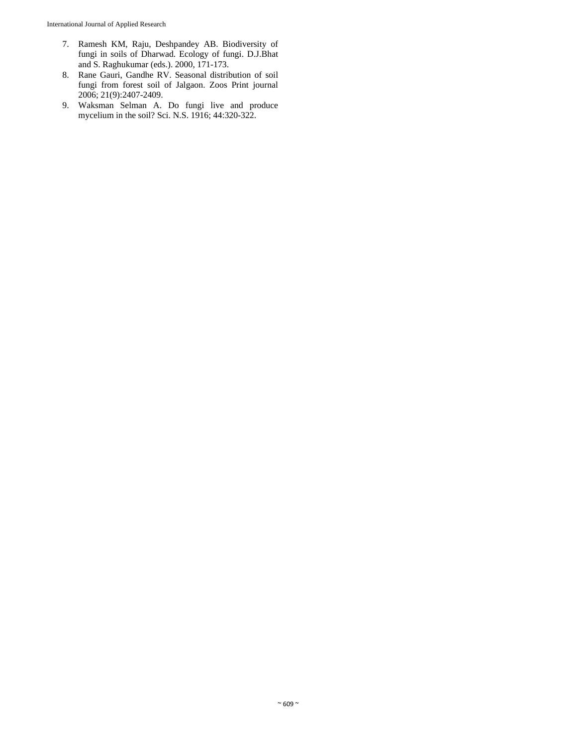7. Ramesh KM, Raju, Deshpandey AB. Biodiversity of fungi in soils of Dharwad. Ecology of fungi. D.J.Bhat and S. Raghukumar (eds.). 2000, 171-173.
8. Rane Gauri, Gandhe RV. Seasonal distribution of soil fungi from forest soil of Jalgaon. Zoos Print journal 2006; 21(9):2407-2409.
9. Waksman Selman A. Do fungi live and produce mycelium in the soil? Sci. N.S. 1916; 44:320-322.